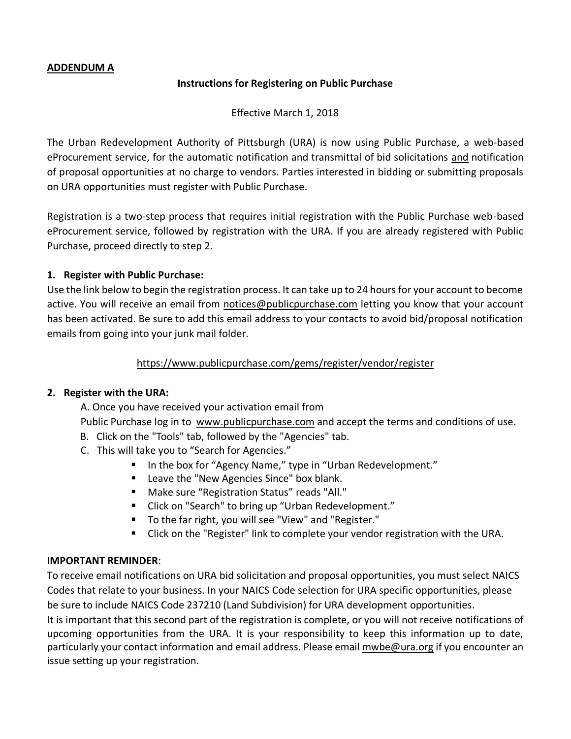**ADDENDUM A**

**Instructions for Registering on Public Purchase**

Effective March 1, 2018

The Urban Redevelopment Authority of Pittsburgh (URA) is now using Public Purchase, a web-based eProcurement service, for the automatic notification and transmittal of bid solicitations and notification of proposal opportunities at no charge to vendors. Parties interested in bidding or submitting proposals on URA opportunities must register with Public Purchase.

Registration is a two-step process that requires initial registration with the Public Purchase web-based eProcurement service, followed by registration with the URA. If you are already registered with Public Purchase, proceed directly to step 2.

**1. Register with Public Purchase:**

Use the link below to begin the registration process. It can take up to 24 hours for your account to become active. You will receive an email from notices@publicpurchase.com letting you know that your account has been activated. Be sure to add this email address to your contacts to avoid bid/proposal notification emails from going into your junk mail folder.

https://www.publicpurchase.com/gems/register/vendor/register

**2. Register with the URA:**

A. Once you have received your activation email from Public Purchase log in to www.publicpurchase.com and accept the terms and conditions of use.

B. Click on the "Tools" tab, followed by the "Agencies" tab.

C. This will take you to "Search for Agencies."

- In the box for "Agency Name," type in "Urban Redevelopment."
- Leave the "New Agencies Since" box blank.
- Make sure "Registration Status" reads "All."
- Click on "Search" to bring up "Urban Redevelopment."
- To the far right, you will see "View" and "Register."
- Click on the "Register" link to complete your vendor registration with the URA.

**IMPORTANT REMINDER**:

To receive email notifications on URA bid solicitation and proposal opportunities, you must select NAICS Codes that relate to your business. In your NAICS Code selection for URA specific opportunities, please be sure to include NAICS Code 237210 (Land Subdivision) for URA development opportunities.

It is important that this second part of the registration is complete, or you will not receive notifications of upcoming opportunities from the URA. It is your responsibility to keep this information up to date, particularly your contact information and email address. Please email mwbe@ura.org if you encounter an issue setting up your registration.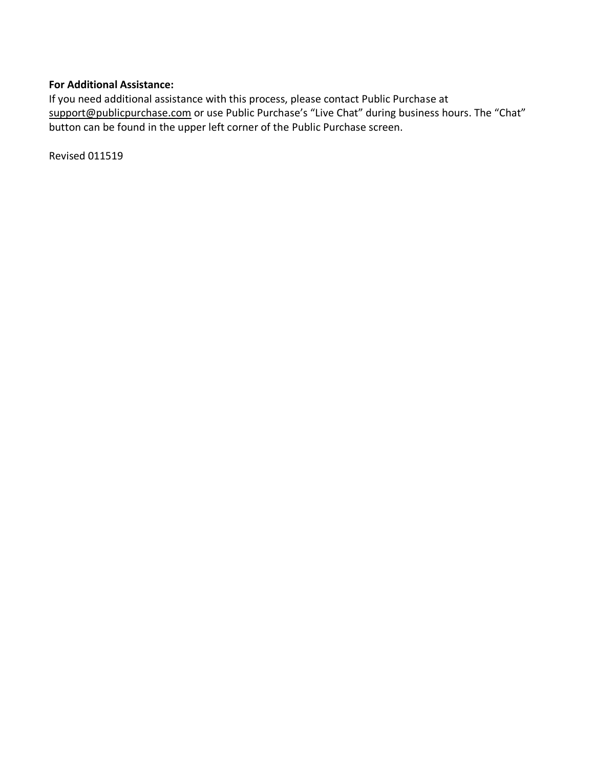**For Additional Assistance:**
If you need additional assistance with this process, please contact Public Purchase at support@publicpurchase.com or use Public Purchase's "Live Chat" during business hours. The "Chat" button can be found in the upper left corner of the Public Purchase screen.

Revised 011519